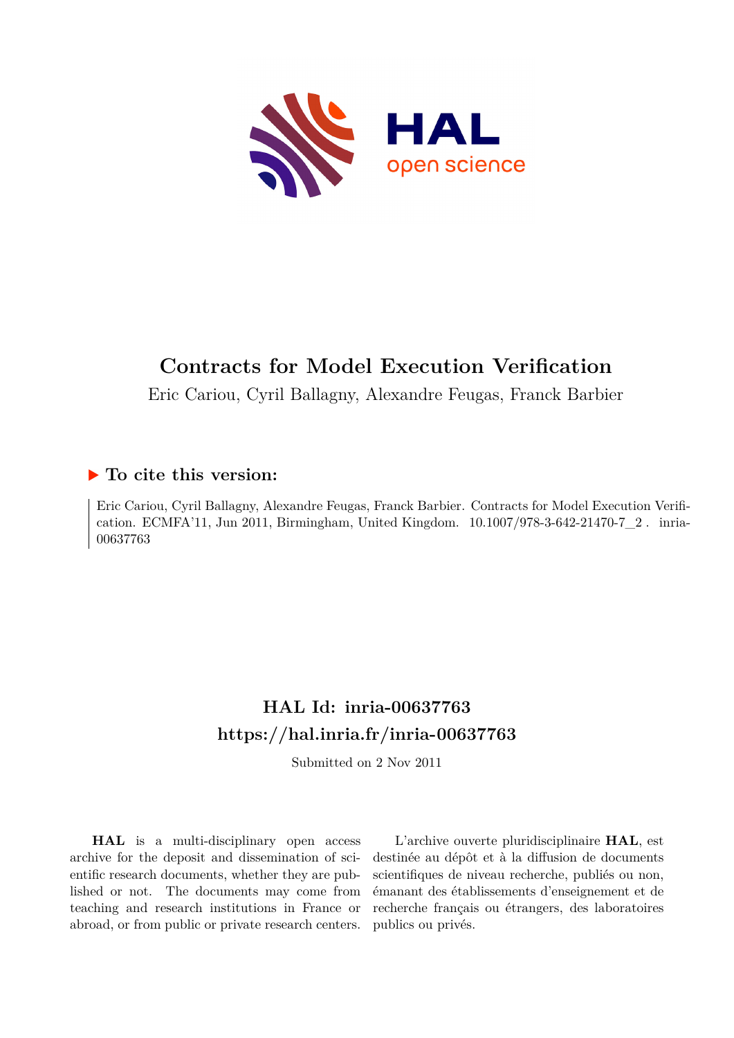# Contracts for Model Execution Verification

Eric Cariou, Cyril Ballagny, Alexandre Feugas, Franck Barbier

## ▶ To cite this version:

Eric Cariou, Cyril Ballagny, Alexandre Feugas, Franck Barbier. Contracts for Model Execution Verification. ECMFA'11, Jun 2011, Birmingham, United Kingdom. 10.1007/978-3-642-21470-7_2 . inria-00637763

## HAL Id: inria-00637763
## https://hal.inria.fr/inria-00637763

Submitted on 2 Nov 2011

**HAL** is a multi-disciplinary open access archive for the deposit and dissemination of scientific research documents, whether they are published or not. The documents may come from teaching and research institutions in France or abroad, or from public or private research centers.

L'archive ouverte pluridisciplinaire **HAL**, est destinée au dépôt et à la diffusion de documents scientifiques de niveau recherche, publiés ou non, émanant des établissements d'enseignement et de recherche français ou étrangers, des laboratoires publics ou privés.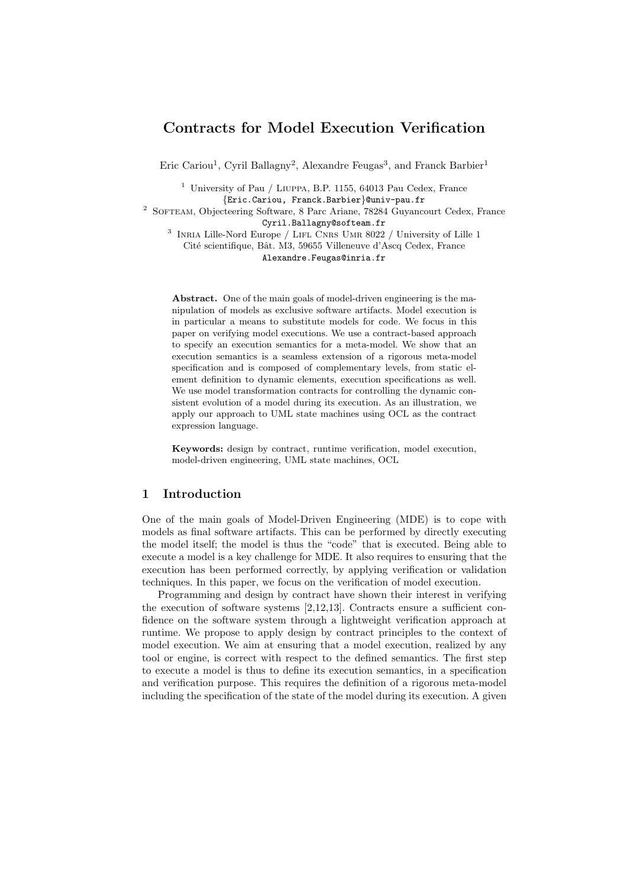# Contracts for Model Execution Verification

Eric Cariou[1], Cyril Ballagny[2], Alexandre Feugas[3], and Franck Barbier[1]

[1] University of Pau / Liuppa, B.P. 1155, 64013 Pau Cedex, France
{Eric.Cariou, Franck.Barbier}@univ-pau.fr

[2] Softeam, Objecteering Software, 8 Parc Ariane, 78284 Guyancourt Cedex, France
Cyril.Ballagny@softeam.fr

[3] Inria Lille-Nord Europe / Lifl Cnrs Umr 8022 / University of Lille 1
Cité scientifique, Bât. M3, 59655 Villeneuve d'Ascq Cedex, France
Alexandre.Feugas@inria.fr

**Abstract.** One of the main goals of model-driven engineering is the manipulation of models as exclusive software artifacts. Model execution is in particular a means to substitute models for code. We focus in this paper on verifying model executions. We use a contract-based approach to specify an execution semantics for a meta-model. We show that an execution semantics is a seamless extension of a rigorous meta-model specification and is composed of complementary levels, from static element definition to dynamic elements, execution specifications as well. We use model transformation contracts for controlling the dynamic consistent evolution of a model during its execution. As an illustration, we apply our approach to UML state machines using OCL as the contract expression language.

**Keywords:** design by contract, runtime verification, model execution, model-driven engineering, UML state machines, OCL

## 1 Introduction

One of the main goals of Model-Driven Engineering (MDE) is to cope with models as final software artifacts. This can be performed by directly executing the model itself; the model is thus the "code" that is executed. Being able to execute a model is a key challenge for MDE. It also requires to ensuring that the execution has been performed correctly, by applying verification or validation techniques. In this paper, we focus on the verification of model execution.

Programming and design by contract have shown their interest in verifying the execution of software systems [2,12,13]. Contracts ensure a sufficient confidence on the software system through a lightweight verification approach at runtime. We propose to apply design by contract principles to the context of model execution. We aim at ensuring that a model execution, realized by any tool or engine, is correct with respect to the defined semantics. The first step to execute a model is thus to define its execution semantics, in a specification and verification purpose. This requires the definition of a rigorous meta-model including the specification of the state of the model during its execution. A given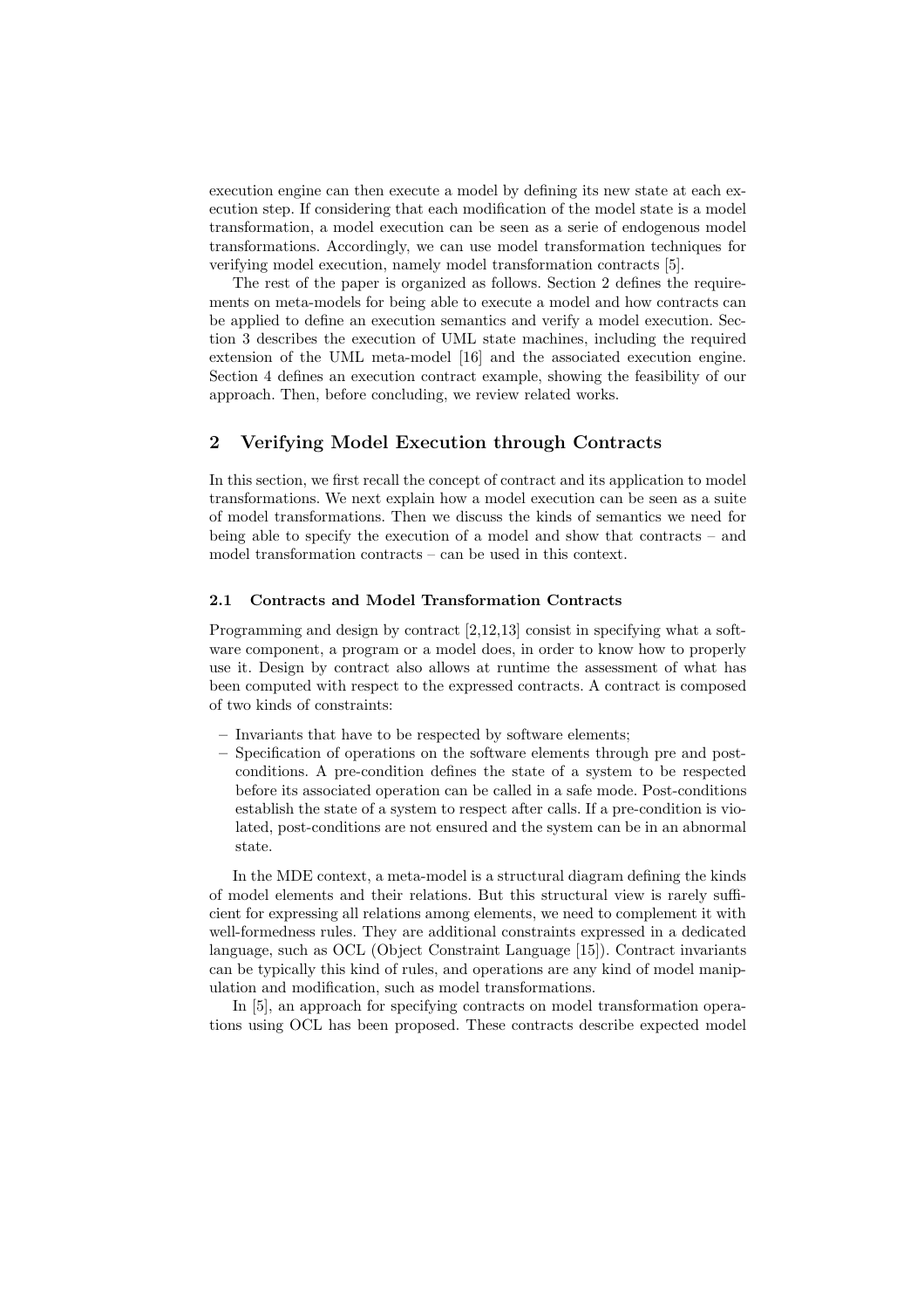execution engine can then execute a model by defining its new state at each execution step. If considering that each modification of the model state is a model transformation, a model execution can be seen as a serie of endogenous model transformations. Accordingly, we can use model transformation techniques for verifying model execution, namely model transformation contracts [5].

The rest of the paper is organized as follows. Section 2 defines the requirements on meta-models for being able to execute a model and how contracts can be applied to define an execution semantics and verify a model execution. Section 3 describes the execution of UML state machines, including the required extension of the UML meta-model [16] and the associated execution engine. Section 4 defines an execution contract example, showing the feasibility of our approach. Then, before concluding, we review related works.

## 2 Verifying Model Execution through Contracts

In this section, we first recall the concept of contract and its application to model transformations. We next explain how a model execution can be seen as a suite of model transformations. Then we discuss the kinds of semantics we need for being able to specify the execution of a model and show that contracts – and model transformation contracts – can be used in this context.

### 2.1 Contracts and Model Transformation Contracts

Programming and design by contract [2,12,13] consist in specifying what a software component, a program or a model does, in order to know how to properly use it. Design by contract also allows at runtime the assessment of what has been computed with respect to the expressed contracts. A contract is composed of two kinds of constraints:

- Invariants that have to be respected by software elements;
- Specification of operations on the software elements through pre and post-conditions. A pre-condition defines the state of a system to be respected before its associated operation can be called in a safe mode. Post-conditions establish the state of a system to respect after calls. If a pre-condition is violated, post-conditions are not ensured and the system can be in an abnormal state.

In the MDE context, a meta-model is a structural diagram defining the kinds of model elements and their relations. But this structural view is rarely sufficient for expressing all relations among elements, we need to complement it with well-formedness rules. They are additional constraints expressed in a dedicated language, such as OCL (Object Constraint Language [15]). Contract invariants can be typically this kind of rules, and operations are any kind of model manipulation and modification, such as model transformations.

In [5], an approach for specifying contracts on model transformation operations using OCL has been proposed. These contracts describe expected model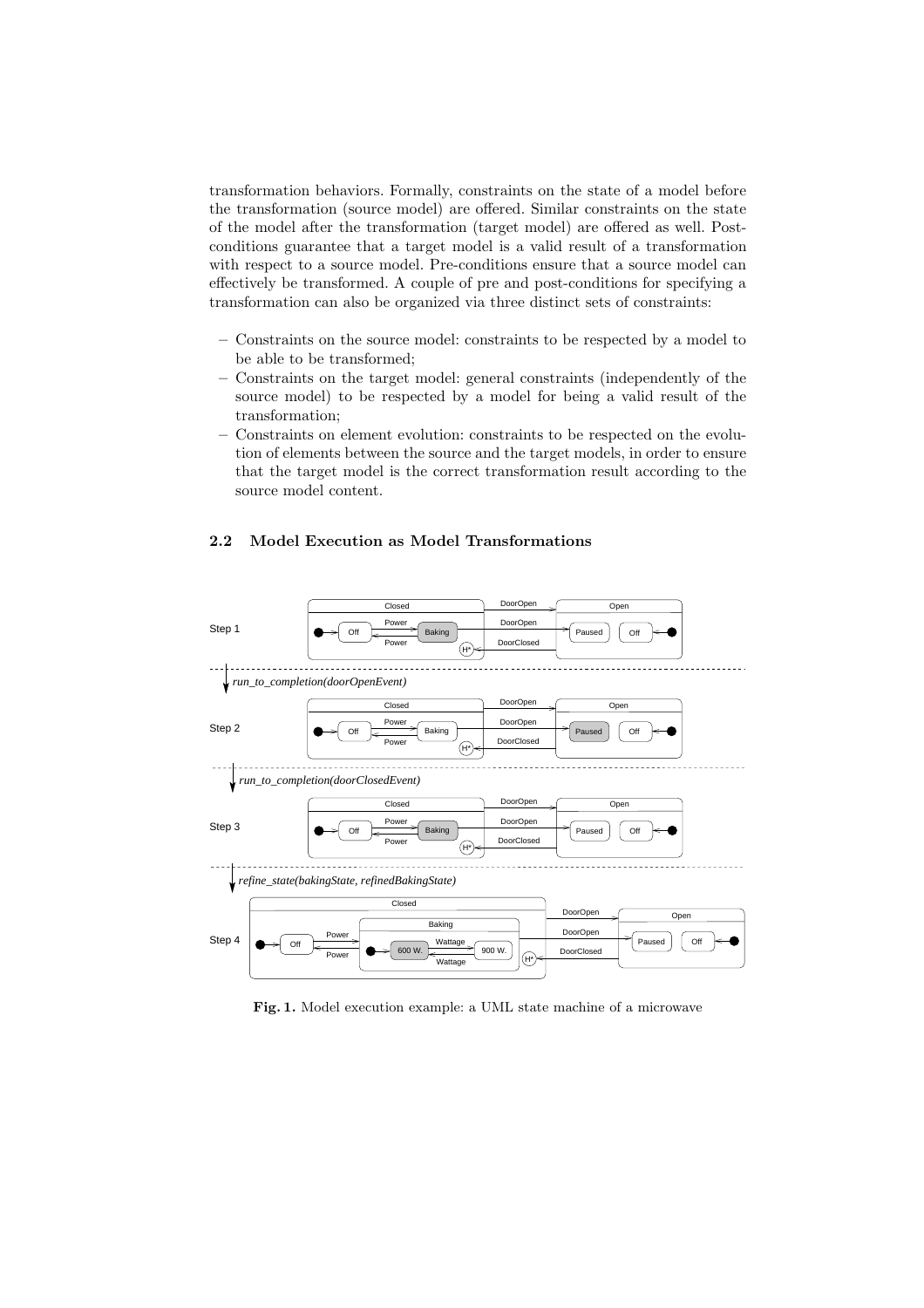transformation behaviors. Formally, constraints on the state of a model before the transformation (source model) are offered. Similar constraints on the state of the model after the transformation (target model) are offered as well. Post-conditions guarantee that a target model is a valid result of a transformation with respect to a source model. Pre-conditions ensure that a source model can effectively be transformed. A couple of pre and post-conditions for specifying a transformation can also be organized via three distinct sets of constraints:

- Constraints on the source model: constraints to be respected by a model to be able to be transformed;
- Constraints on the target model: general constraints (independently of the source model) to be respected by a model for being a valid result of the transformation;
- Constraints on element evolution: constraints to be respected on the evolution of elements between the source and the target models, in order to ensure that the target model is the correct transformation result according to the source model content.

### 2.2 Model Execution as Model Transformations

**Fig. 1.** Model execution example: a UML state machine of a microwave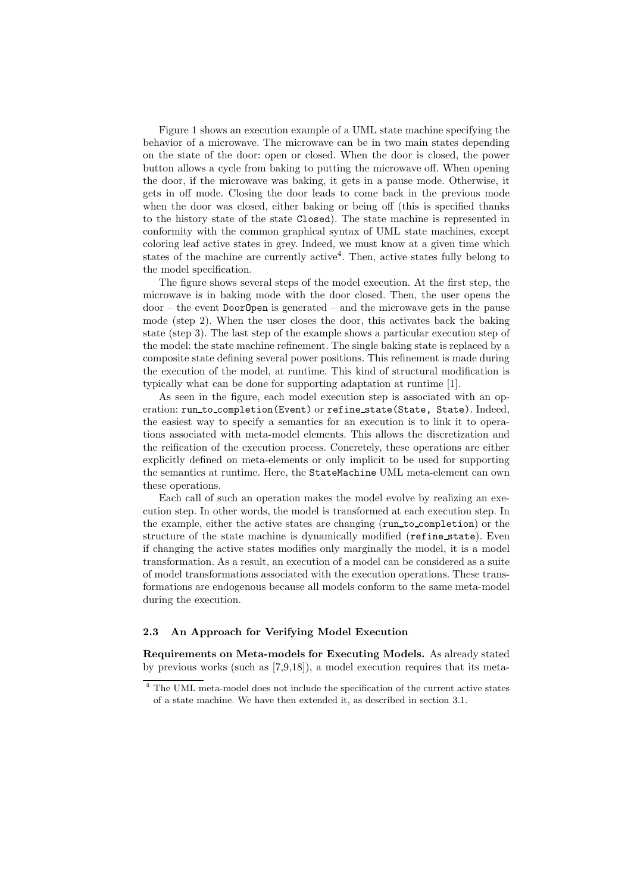Figure 1 shows an execution example of a UML state machine specifying the behavior of a microwave. The microwave can be in two main states depending on the state of the door: open or closed. When the door is closed, the power button allows a cycle from baking to putting the microwave off. When opening the door, if the microwave was baking, it gets in a pause mode. Otherwise, it gets in off mode. Closing the door leads to come back in the previous mode when the door was closed, either baking or being off (this is specified thanks to the history state of the state `Closed`). The state machine is represented in conformity with the common graphical syntax of UML state machines, except coloring leaf active states in grey. Indeed, we must know at a given time which states of the machine are currently active[4]. Then, active states fully belong to the model specification.

The figure shows several steps of the model execution. At the first step, the microwave is in baking mode with the door closed. Then, the user opens the door – the event `DoorOpen` is generated – and the microwave gets in the pause mode (step 2). When the user closes the door, this activates back the baking state (step 3). The last step of the example shows a particular execution step of the model: the state machine refinement. The single baking state is replaced by a composite state defining several power positions. This refinement is made during the execution of the model, at runtime. This kind of structural modification is typically what can be done for supporting adaptation at runtime [1].

As seen in the figure, each model execution step is associated with an operation: `run_to_completion(Event)` or `refine_state(State, State)`. Indeed, the easiest way to specify a semantics for an execution is to link it to operations associated with meta-model elements. This allows the discretization and the reification of the execution process. Concretely, these operations are either explicitly defined on meta-elements or only implicit to be used for supporting the semantics at runtime. Here, the `StateMachine` UML meta-element can own these operations.

Each call of such an operation makes the model evolve by realizing an execution step. In other words, the model is transformed at each execution step. In the example, either the active states are changing (`run_to_completion`) or the structure of the state machine is dynamically modified (`refine_state`). Even if changing the active states modifies only marginally the model, it is a model transformation. As a result, an execution of a model can be considered as a suite of model transformations associated with the execution operations. These transformations are endogenous because all models conform to the same meta-model during the execution.

### 2.3 An Approach for Verifying Model Execution

**Requirements on Meta-models for Executing Models.** As already stated by previous works (such as [7,9,18]), a model execution requires that its meta-

[4] The UML meta-model does not include the specification of the current active states of a state machine. We have then extended it, as described in section 3.1.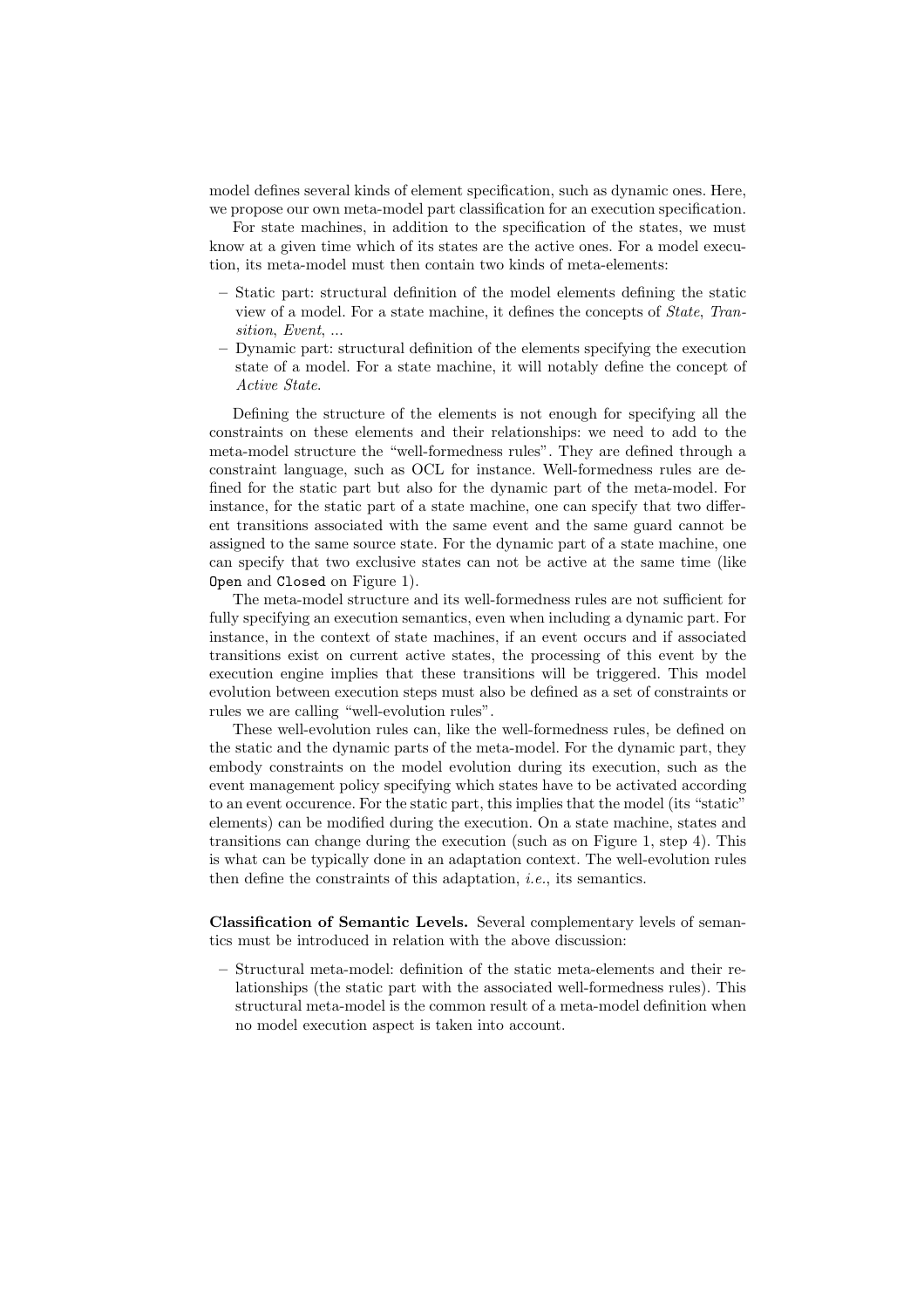model defines several kinds of element specification, such as dynamic ones. Here, we propose our own meta-model part classification for an execution specification.

For state machines, in addition to the specification of the states, we must know at a given time which of its states are the active ones. For a model execution, its meta-model must then contain two kinds of meta-elements:

- Static part: structural definition of the model elements defining the static view of a model. For a state machine, it defines the concepts of *State*, *Transition*, *Event*, ...
- Dynamic part: structural definition of the elements specifying the execution state of a model. For a state machine, it will notably define the concept of *Active State*.

Defining the structure of the elements is not enough for specifying all the constraints on these elements and their relationships: we need to add to the meta-model structure the "well-formedness rules". They are defined through a constraint language, such as OCL for instance. Well-formedness rules are defined for the static part but also for the dynamic part of the meta-model. For instance, for the static part of a state machine, one can specify that two different transitions associated with the same event and the same guard cannot be assigned to the same source state. For the dynamic part of a state machine, one can specify that two exclusive states can not be active at the same time (like `Open` and `Closed` on Figure 1).

The meta-model structure and its well-formedness rules are not sufficient for fully specifying an execution semantics, even when including a dynamic part. For instance, in the context of state machines, if an event occurs and if associated transitions exist on current active states, the processing of this event by the execution engine implies that these transitions will be triggered. This model evolution between execution steps must also be defined as a set of constraints or rules we are calling "well-evolution rules".

These well-evolution rules can, like the well-formedness rules, be defined on the static and the dynamic parts of the meta-model. For the dynamic part, they embody constraints on the model evolution during its execution, such as the event management policy specifying which states have to be activated according to an event occurence. For the static part, this implies that the model (its "static" elements) can be modified during the execution. On a state machine, states and transitions can change during the execution (such as on Figure 1, step 4). This is what can be typically done in an adaptation context. The well-evolution rules then define the constraints of this adaptation, *i.e.*, its semantics.

**Classification of Semantic Levels.** Several complementary levels of semantics must be introduced in relation with the above discussion:

- Structural meta-model: definition of the static meta-elements and their relationships (the static part with the associated well-formedness rules). This structural meta-model is the common result of a meta-model definition when no model execution aspect is taken into account.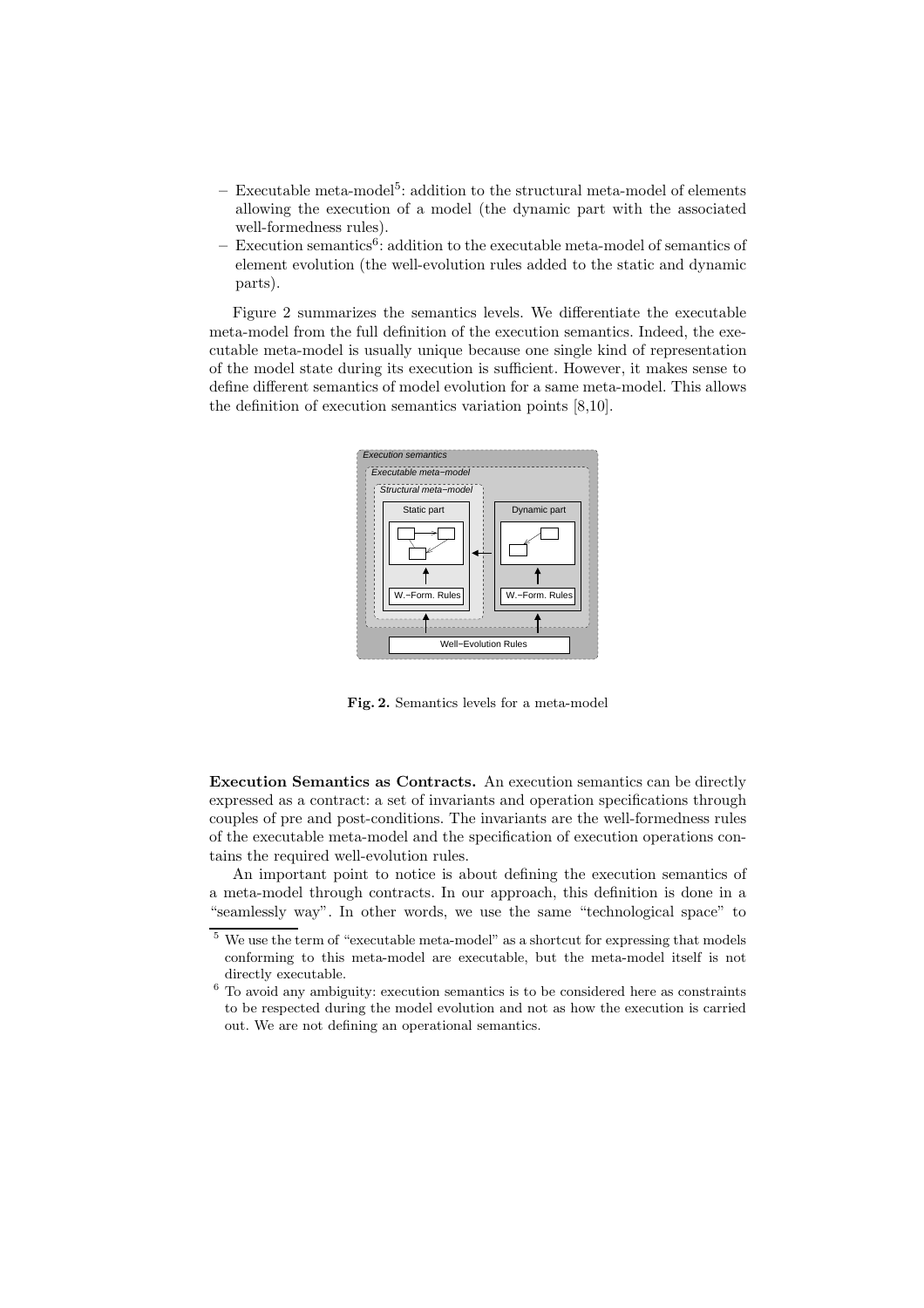- Executable meta-model[5]: addition to the structural meta-model of elements allowing the execution of a model (the dynamic part with the associated well-formedness rules).
- Execution semantics[6]: addition to the executable meta-model of semantics of element evolution (the well-evolution rules added to the static and dynamic parts).

Figure 2 summarizes the semantics levels. We differentiate the executable meta-model from the full definition of the execution semantics. Indeed, the executable meta-model is usually unique because one single kind of representation of the model state during its execution is sufficient. However, it makes sense to define different semantics of model evolution for a same meta-model. This allows the definition of execution semantics variation points [8,10].

**Fig. 2.** Semantics levels for a meta-model

**Execution Semantics as Contracts.** An execution semantics can be directly expressed as a contract: a set of invariants and operation specifications through couples of pre and post-conditions. The invariants are the well-formedness rules of the executable meta-model and the specification of execution operations contains the required well-evolution rules.

An important point to notice is about defining the execution semantics of a meta-model through contracts. In our approach, this definition is done in a "seamlessly way". In other words, we use the same "technological space" to

[5] We use the term of "executable meta-model" as a shortcut for expressing that models conforming to this meta-model are executable, but the meta-model itself is not directly executable.

[6] To avoid any ambiguity: execution semantics is to be considered here as constraints to be respected during the model evolution and not as how the execution is carried out. We are not defining an operational semantics.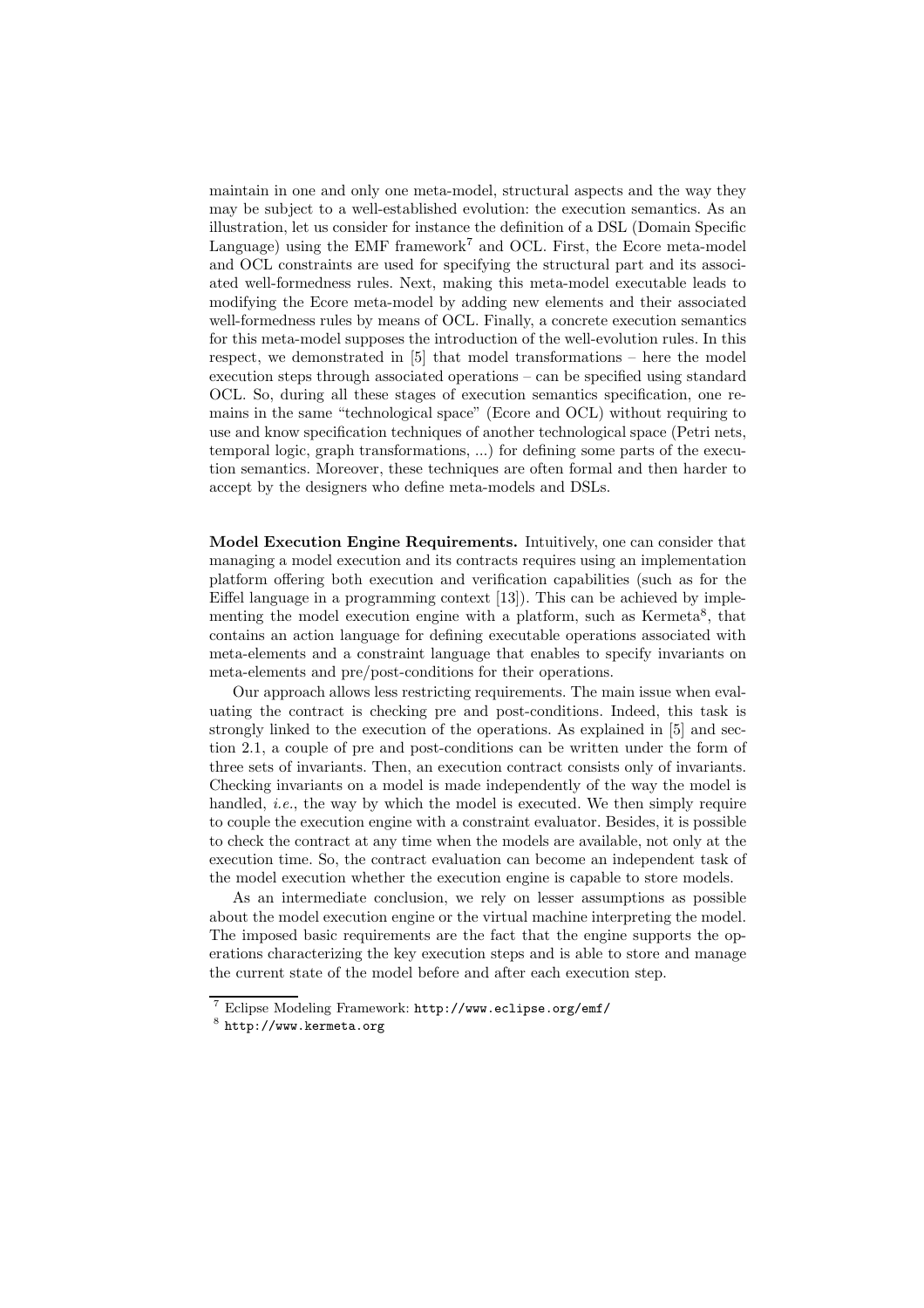maintain in one and only one meta-model, structural aspects and the way they may be subject to a well-established evolution: the execution semantics. As an illustration, let us consider for instance the definition of a DSL (Domain Specific Language) using the EMF framework[7] and OCL. First, the Ecore meta-model and OCL constraints are used for specifying the structural part and its associated well-formedness rules. Next, making this meta-model executable leads to modifying the Ecore meta-model by adding new elements and their associated well-formedness rules by means of OCL. Finally, a concrete execution semantics for this meta-model supposes the introduction of the well-evolution rules. In this respect, we demonstrated in [5] that model transformations – here the model execution steps through associated operations – can be specified using standard OCL. So, during all these stages of execution semantics specification, one remains in the same "technological space" (Ecore and OCL) without requiring to use and know specification techniques of another technological space (Petri nets, temporal logic, graph transformations, ...) for defining some parts of the execution semantics. Moreover, these techniques are often formal and then harder to accept by the designers who define meta-models and DSLs.

**Model Execution Engine Requirements.** Intuitively, one can consider that managing a model execution and its contracts requires using an implementation platform offering both execution and verification capabilities (such as for the Eiffel language in a programming context [13]). This can be achieved by implementing the model execution engine with a platform, such as Kermeta[8], that contains an action language for defining executable operations associated with meta-elements and a constraint language that enables to specify invariants on meta-elements and pre/post-conditions for their operations.

Our approach allows less restricting requirements. The main issue when evaluating the contract is checking pre and post-conditions. Indeed, this task is strongly linked to the execution of the operations. As explained in [5] and section 2.1, a couple of pre and post-conditions can be written under the form of three sets of invariants. Then, an execution contract consists only of invariants. Checking invariants on a model is made independently of the way the model is handled, *i.e.*, the way by which the model is executed. We then simply require to couple the execution engine with a constraint evaluator. Besides, it is possible to check the contract at any time when the models are available, not only at the execution time. So, the contract evaluation can become an independent task of the model execution whether the execution engine is capable to store models.

As an intermediate conclusion, we rely on lesser assumptions as possible about the model execution engine or the virtual machine interpreting the model. The imposed basic requirements are the fact that the engine supports the operations characterizing the key execution steps and is able to store and manage the current state of the model before and after each execution step.

[7] Eclipse Modeling Framework: http://www.eclipse.org/emf/

[8] http://www.kermeta.org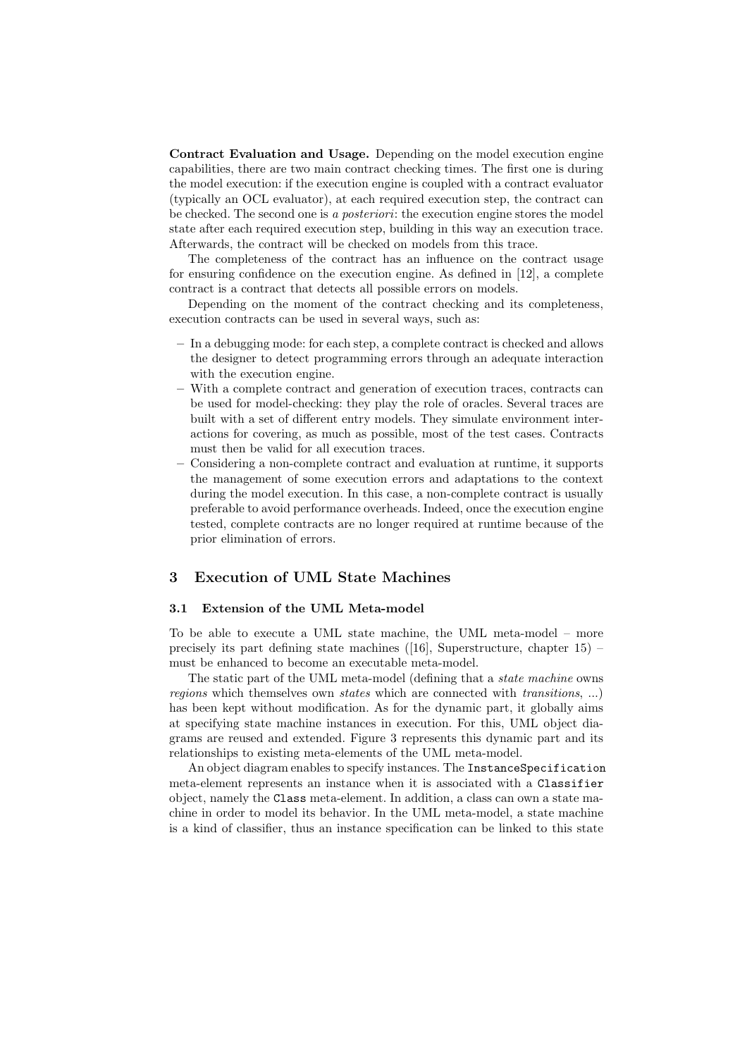**Contract Evaluation and Usage.** Depending on the model execution engine capabilities, there are two main contract checking times. The first one is during the model execution: if the execution engine is coupled with a contract evaluator (typically an OCL evaluator), at each required execution step, the contract can be checked. The second one is *a posteriori*: the execution engine stores the model state after each required execution step, building in this way an execution trace. Afterwards, the contract will be checked on models from this trace.

The completeness of the contract has an influence on the contract usage for ensuring confidence on the execution engine. As defined in [12], a complete contract is a contract that detects all possible errors on models.

Depending on the moment of the contract checking and its completeness, execution contracts can be used in several ways, such as:

- In a debugging mode: for each step, a complete contract is checked and allows the designer to detect programming errors through an adequate interaction with the execution engine.
- With a complete contract and generation of execution traces, contracts can be used for model-checking: they play the role of oracles. Several traces are built with a set of different entry models. They simulate environment interactions for covering, as much as possible, most of the test cases. Contracts must then be valid for all execution traces.
- Considering a non-complete contract and evaluation at runtime, it supports the management of some execution errors and adaptations to the context during the model execution. In this case, a non-complete contract is usually preferable to avoid performance overheads. Indeed, once the execution engine tested, complete contracts are no longer required at runtime because of the prior elimination of errors.

## 3 Execution of UML State Machines

### 3.1 Extension of the UML Meta-model

To be able to execute a UML state machine, the UML meta-model – more precisely its part defining state machines ([16], Superstructure, chapter 15) – must be enhanced to become an executable meta-model.

The static part of the UML meta-model (defining that a *state machine* owns *regions* which themselves own *states* which are connected with *transitions*, ...) has been kept without modification. As for the dynamic part, it globally aims at specifying state machine instances in execution. For this, UML object diagrams are reused and extended. Figure 3 represents this dynamic part and its relationships to existing meta-elements of the UML meta-model.

An object diagram enables to specify instances. The `InstanceSpecification` meta-element represents an instance when it is associated with a `Classifier` object, namely the `Class` meta-element. In addition, a class can own a state machine in order to model its behavior. In the UML meta-model, a state machine is a kind of classifier, thus an instance specification can be linked to this state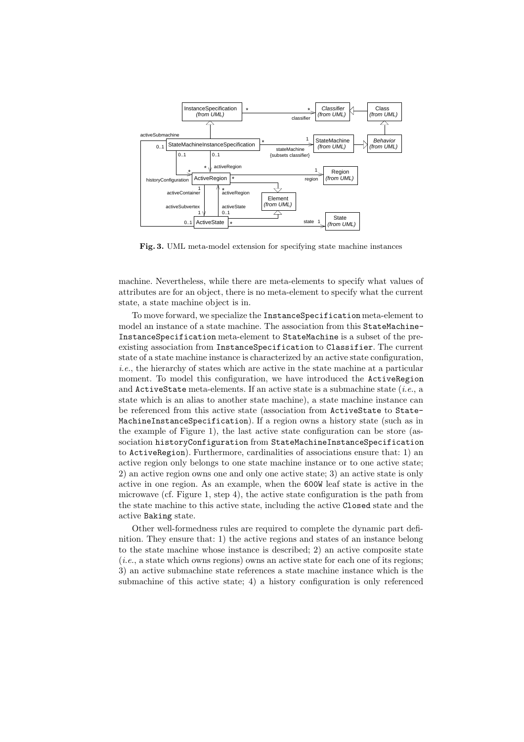**Fig. 3.** UML meta-model extension for specifying state machine instances

machine. Nevertheless, while there are meta-elements to specify what values of attributes are for an object, there is no meta-element to specify what the current state, a state machine object is in.

To move forward, we specialize the `InstanceSpecification` meta-element to model an instance of a state machine. The association from this `StateMachineInstanceSpecification` meta-element to `StateMachine` is a subset of the pre-existing association from `InstanceSpecification` to `Classifier`. The current state of a state machine instance is characterized by an active state configuration, *i.e.*, the hierarchy of states which are active in the state machine at a particular moment. To model this configuration, we have introduced the `ActiveRegion` and `ActiveState` meta-elements. If an active state is a submachine state (*i.e.*, a state which is an alias to another state machine), a state machine instance can be referenced from this active state (association from `ActiveState` to `StateMachineInstanceSpecification`). If a region owns a history state (such as in the example of Figure 1), the last active state configuration can be store (association `historyConfiguration` from `StateMachineInstanceSpecification` to `ActiveRegion`). Furthermore, cardinalities of associations ensure that: 1) an active region only belongs to one state machine instance or to one active state; 2) an active region owns one and only one active state; 3) an active state is only active in one region. As an example, when the `600W` leaf state is active in the microwave (cf. Figure 1, step 4), the active state configuration is the path from the state machine to this active state, including the active `Closed` state and the active `Baking` state.

Other well-formedness rules are required to complete the dynamic part definition. They ensure that: 1) the active regions and states of an instance belong to the state machine whose instance is described; 2) an active composite state (*i.e.*, a state which owns regions) owns an active state for each one of its regions; 3) an active submachine state references a state machine instance which is the submachine of this active state; 4) a history configuration is only referenced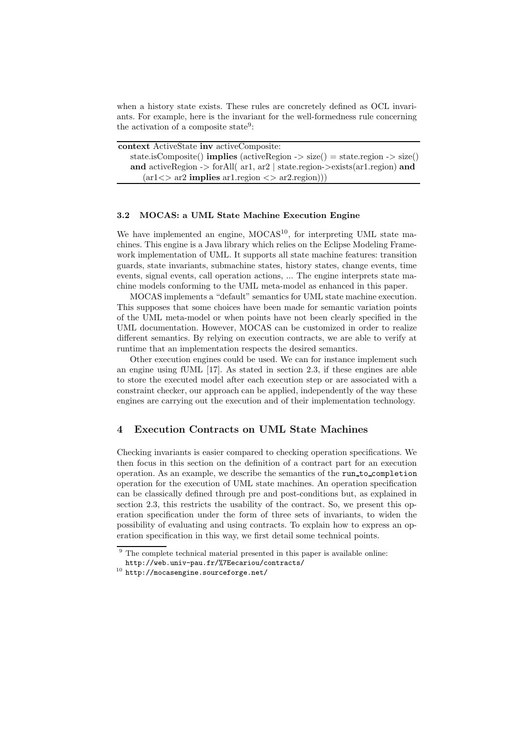when a history state exists. These rules are concretely defined as OCL invariants. For example, here is the invariant for the well-formedness rule concerning the activation of a composite state[9]:

```
context ActiveState inv activeComposite:
   state.isComposite() implies (activeRegion -> size() = state.region -> size()
   and activeRegion -> forAll( ar1, ar2 | state.region->exists(ar1.region) and
       (ar1<> ar2 implies ar1.region <> ar2.region)))
```

### 3.2 MOCAS: a UML State Machine Execution Engine

We have implemented an engine, MOCAS[10], for interpreting UML state machines. This engine is a Java library which relies on the Eclipse Modeling Framework implementation of UML. It supports all state machine features: transition guards, state invariants, submachine states, history states, change events, time events, signal events, call operation actions, ... The engine interprets state machine models conforming to the UML meta-model as enhanced in this paper.

MOCAS implements a "default" semantics for UML state machine execution. This supposes that some choices have been made for semantic variation points of the UML meta-model or when points have not been clearly specified in the UML documentation. However, MOCAS can be customized in order to realize different semantics. By relying on execution contracts, we are able to verify at runtime that an implementation respects the desired semantics.

Other execution engines could be used. We can for instance implement such an engine using fUML [17]. As stated in section 2.3, if these engines are able to store the executed model after each execution step or are associated with a constraint checker, our approach can be applied, independently of the way these engines are carrying out the execution and of their implementation technology.

## 4 Execution Contracts on UML State Machines

Checking invariants is easier compared to checking operation specifications. We then focus in this section on the definition of a contract part for an execution operation. As an example, we describe the semantics of the `run_to_completion` operation for the execution of UML state machines. An operation specification can be classically defined through pre and post-conditions but, as explained in section 2.3, this restricts the usability of the contract. So, we present this operation specification under the form of three sets of invariants, to widen the possibility of evaluating and using contracts. To explain how to express an operation specification in this way, we first detail some technical points.

---

[9] The complete technical material presented in this paper is available online: http://web.univ-pau.fr/%7Eecariou/contracts/

[10] http://mocasengine.sourceforge.net/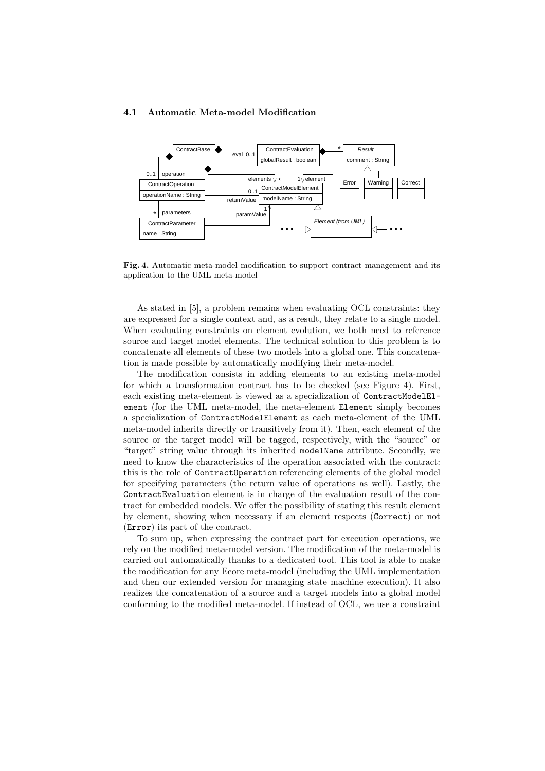### 4.1 Automatic Meta-model Modification

ContractBase

ContractEvaluation

globalResult : boolean

eval 0..1

*

Result

comment : String

0..1 operation

ContractOperation

operationName : String

elements * 

1 element

ContractModelElement

modelName : String

0..1

returnValue

Error

Warning

Correct

* parameters

ContractParameter

name : String

1

paramValue

Element (from UML)

**Fig. 4.** Automatic meta-model modification to support contract management and its application to the UML meta-model

As stated in [5], a problem remains when evaluating OCL constraints: they are expressed for a single context and, as a result, they relate to a single model. When evaluating constraints on element evolution, we both need to reference source and target model elements. The technical solution to this problem is to concatenate all elements of these two models into a global one. This concatenation is made possible by automatically modifying their meta-model.

The modification consists in adding elements to an existing meta-model for which a transformation contract has to be checked (see Figure 4). First, each existing meta-element is viewed as a specialization of `ContractModelElement` (for the UML meta-model, the meta-element `Element` simply becomes a specialization of `ContractModelElement` as each meta-element of the UML meta-model inherits directly or transitively from it). Then, each element of the source or the target model will be tagged, respectively, with the "source" or "target" string value through its inherited `modelName` attribute. Secondly, we need to know the characteristics of the operation associated with the contract: this is the role of `ContractOperation` referencing elements of the global model for specifying parameters (the return value of operations as well). Lastly, the `ContractEvaluation` element is in charge of the evaluation result of the contract for embedded models. We offer the possibility of stating this result element by element, showing when necessary if an element respects (`Correct`) or not (`Error`) its part of the contract.

To sum up, when expressing the contract part for execution operations, we rely on the modified meta-model version. The modification of the meta-model is carried out automatically thanks to a dedicated tool. This tool is able to make the modification for any Ecore meta-model (including the UML implementation and then our extended version for managing state machine execution). It also realizes the concatenation of a source and a target models into a global model conforming to the modified meta-model. If instead of OCL, we use a constraint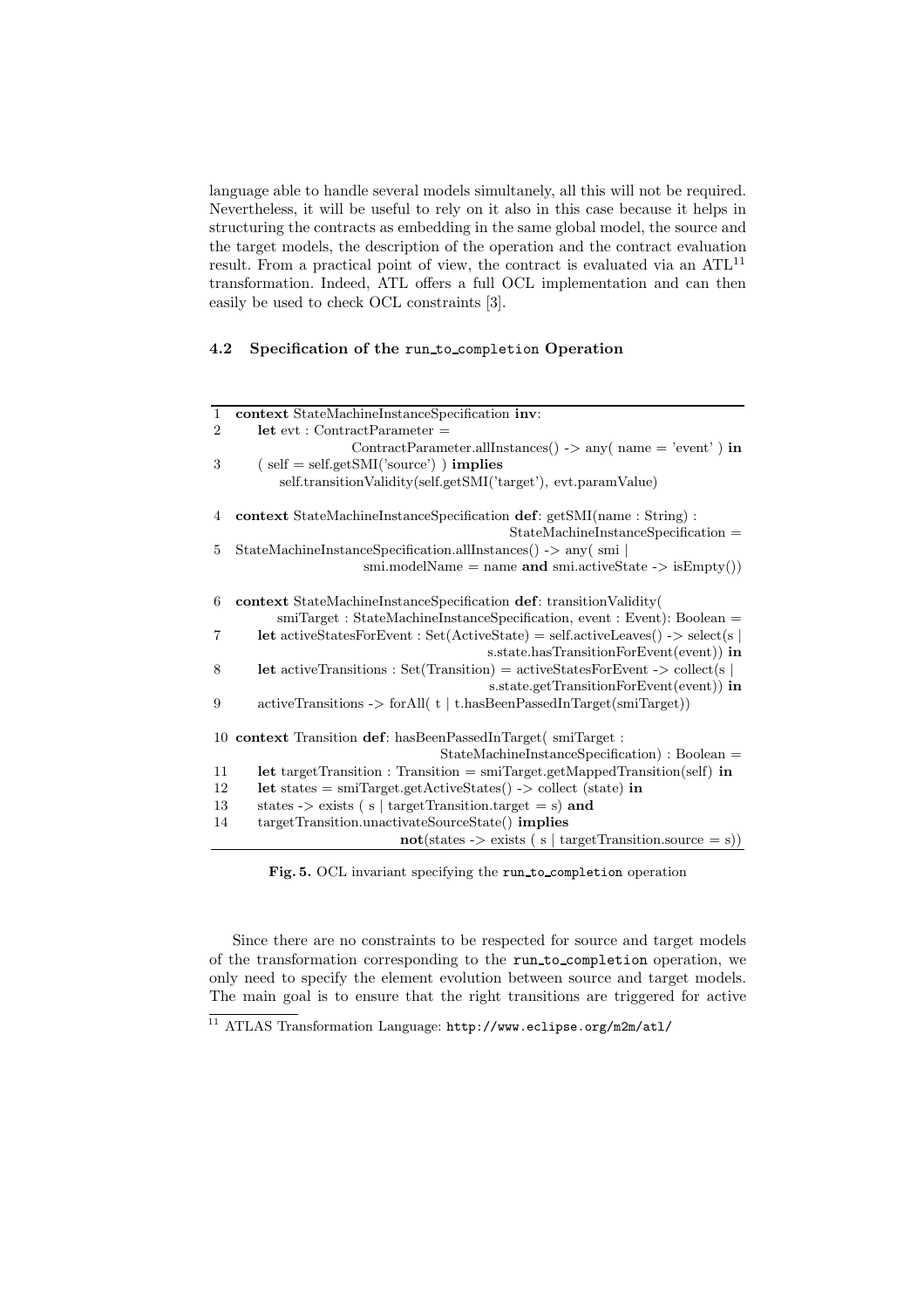language able to handle several models simultaneously, all this will not be required. Nevertheless, it will be useful to rely on it also in this case because it helps in structuring the contracts as embedding in the same global model, the source and the target models, the description of the operation and the contract evaluation result. From a practical point of view, the contract is evaluated via an ATL[11] transformation. Indeed, ATL offers a full OCL implementation and can then easily be used to check OCL constraints [3].

### 4.2 Specification of the run_to_completion Operation

```
1  context StateMachineInstanceSpecification inv:
2      let evt : ContractParameter =
                   ContractParameter.allInstances() -> any( name = 'event' ) in
3      ( self = self.getSMI('source') ) implies
           self.transitionValidity(self.getSMI('target'), evt.paramValue)

4  context StateMachineInstanceSpecification def: getSMI(name : String) :
                                          StateMachineInstanceSpecification =
5  StateMachineInstanceSpecification.allInstances() -> any( smi |
                     smi.modelName = name and smi.activeState -> isEmpty())

6  context StateMachineInstanceSpecification def: transitionValidity(
         smiTarget : StateMachineInstanceSpecification, event : Event): Boolean =
7      let activeStatesForEvent : Set(ActiveState) = self.activeLeaves() -> select(s |
                                          s.state.hasTransitionForEvent(event)) in
8      let activeTransitions : Set(Transition) = activeStatesForEvent -> collect(s |
                                          s.state.getTransitionForEvent(event)) in
9      activeTransitions -> forAll( t | t.hasBeenPassedInTarget(smiTarget))

10 context Transition def: hasBeenPassedInTarget( smiTarget :
                                   StateMachineInstanceSpecification) : Boolean =
11     let targetTransition : Transition = smiTarget.getMappedTransition(self) in
12     let states = smiTarget.getActiveStates() -> collect (state) in
13     states -> exists ( s | targetTransition.target = s) and
14     targetTransition.unactivateSourceState() implies
                         not(states -> exists ( s | targetTransition.source = s))
```

**Fig. 5.** OCL invariant specifying the run_to_completion operation

Since there are no constraints to be respected for source and target models of the transformation corresponding to the run_to_completion operation, we only need to specify the element evolution between source and target models. The main goal is to ensure that the right transitions are triggered for active

[11] ATLAS Transformation Language: http://www.eclipse.org/m2m/atl/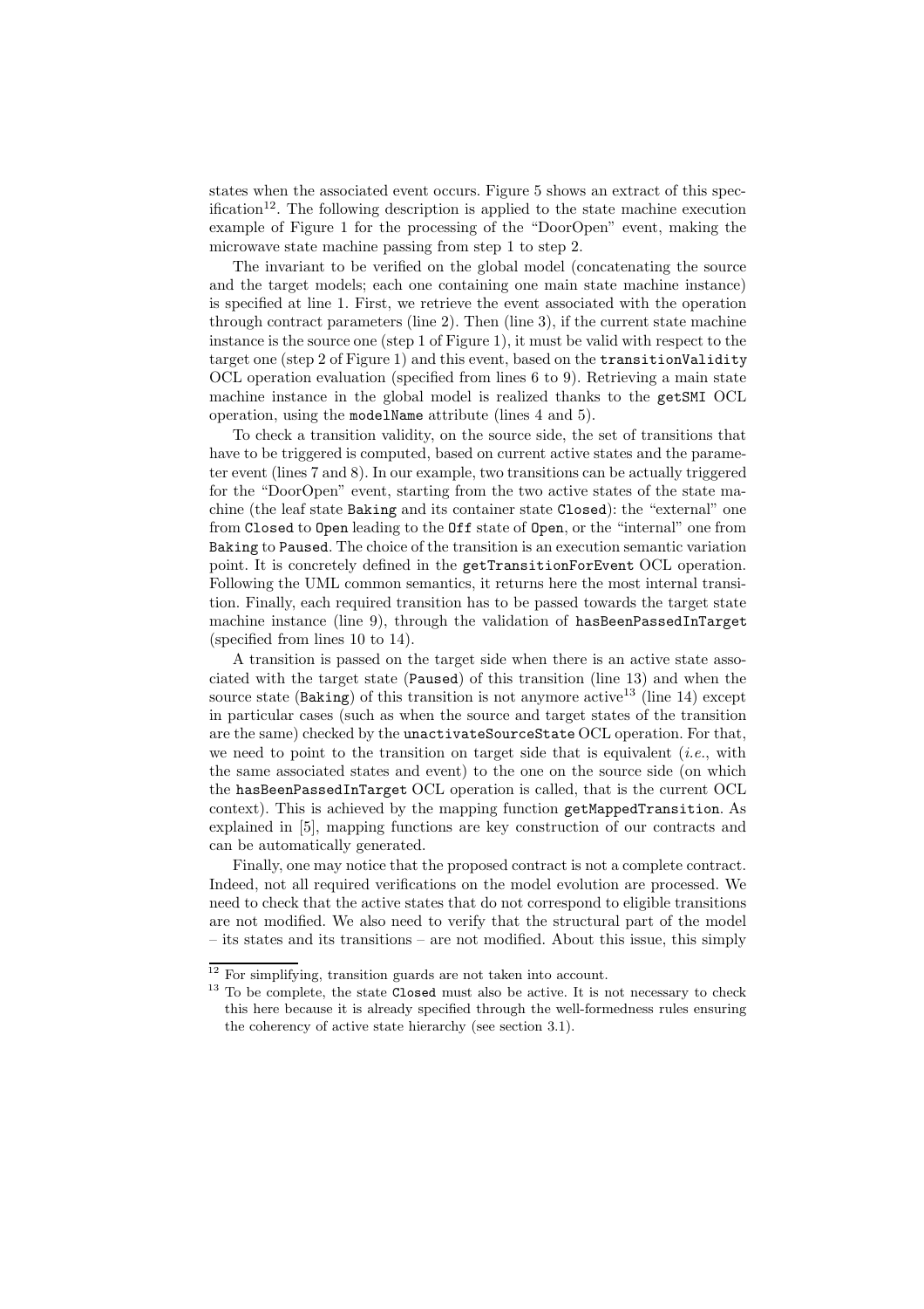states when the associated event occurs. Figure 5 shows an extract of this specification[12]. The following description is applied to the state machine execution example of Figure 1 for the processing of the "DoorOpen" event, making the microwave state machine passing from step 1 to step 2.

The invariant to be verified on the global model (concatenating the source and the target models; each one containing one main state machine instance) is specified at line 1. First, we retrieve the event associated with the operation through contract parameters (line 2). Then (line 3), if the current state machine instance is the source one (step 1 of Figure 1), it must be valid with respect to the target one (step 2 of Figure 1) and this event, based on the `transitionValidity` OCL operation evaluation (specified from lines 6 to 9). Retrieving a main state machine instance in the global model is realized thanks to the `getSMI` OCL operation, using the `modelName` attribute (lines 4 and 5).

To check a transition validity, on the source side, the set of transitions that have to be triggered is computed, based on current active states and the parameter event (lines 7 and 8). In our example, two transitions can be actually triggered for the "DoorOpen" event, starting from the two active states of the state machine (the leaf state `Baking` and its container state `Closed`): the "external" one from `Closed` to `Open` leading to the `Off` state of `Open`, or the "internal" one from `Baking` to `Paused`. The choice of the transition is an execution semantic variation point. It is concretely defined in the `getTransitionForEvent` OCL operation. Following the UML common semantics, it returns here the most internal transition. Finally, each required transition has to be passed towards the target state machine instance (line 9), through the validation of `hasBeenPassedInTarget` (specified from lines 10 to 14).

A transition is passed on the target side when there is an active state associated with the target state (`Paused`) of this transition (line 13) and when the source state (`Baking`) of this transition is not anymore active[13] (line 14) except in particular cases (such as when the source and target states of the transition are the same) checked by the `unactivateSourceState` OCL operation. For that, we need to point to the transition on target side that is equivalent (*i.e.*, with the same associated states and event) to the one on the source side (on which the `hasBeenPassedInTarget` OCL operation is called, that is the current OCL context). This is achieved by the mapping function `getMappedTransition`. As explained in [5], mapping functions are key construction of our contracts and can be automatically generated.

Finally, one may notice that the proposed contract is not a complete contract. Indeed, not all required verifications on the model evolution are processed. We need to check that the active states that do not correspond to eligible transitions are not modified. We also need to verify that the structural part of the model – its states and its transitions – are not modified. About this issue, this simply

---

[12] For simplifying, transition guards are not taken into account.

[13] To be complete, the state `Closed` must also be active. It is not necessary to check this here because it is already specified through the well-formedness rules ensuring the coherency of active state hierarchy (see section 3.1).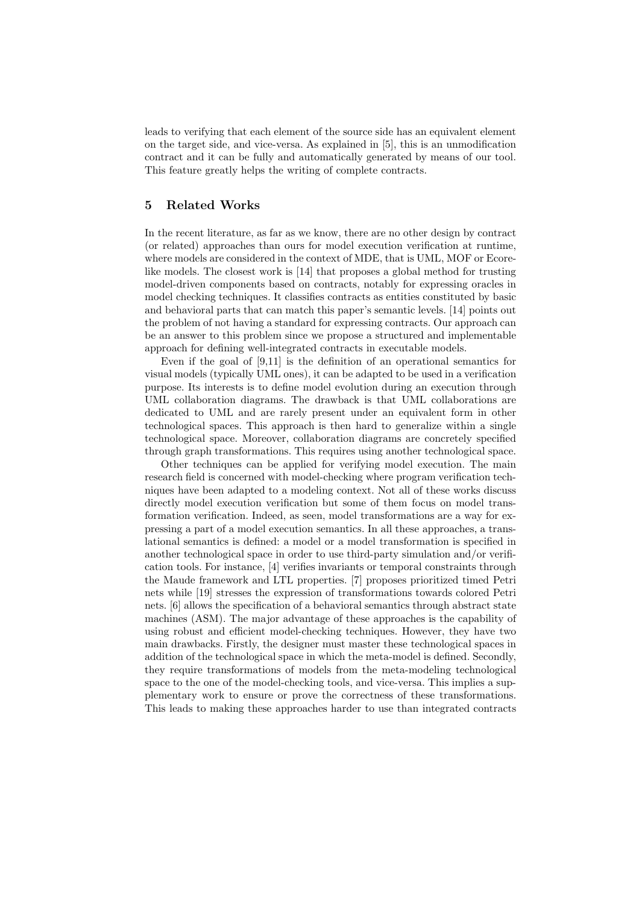leads to verifying that each element of the source side has an equivalent element on the target side, and vice-versa. As explained in [5], this is an unmodification contract and it can be fully and automatically generated by means of our tool. This feature greatly helps the writing of complete contracts.

## 5 Related Works

In the recent literature, as far as we know, there are no other design by contract (or related) approaches than ours for model execution verification at runtime, where models are considered in the context of MDE, that is UML, MOF or Ecore-like models. The closest work is [14] that proposes a global method for trusting model-driven components based on contracts, notably for expressing oracles in model checking techniques. It classifies contracts as entities constituted by basic and behavioral parts that can match this paper's semantic levels. [14] points out the problem of not having a standard for expressing contracts. Our approach can be an answer to this problem since we propose a structured and implementable approach for defining well-integrated contracts in executable models.

Even if the goal of [9,11] is the definition of an operational semantics for visual models (typically UML ones), it can be adapted to be used in a verification purpose. Its interests is to define model evolution during an execution through UML collaboration diagrams. The drawback is that UML collaborations are dedicated to UML and are rarely present under an equivalent form in other technological spaces. This approach is then hard to generalize within a single technological space. Moreover, collaboration diagrams are concretely specified through graph transformations. This requires using another technological space.

Other techniques can be applied for verifying model execution. The main research field is concerned with model-checking where program verification techniques have been adapted to a modeling context. Not all of these works discuss directly model execution verification but some of them focus on model transformation verification. Indeed, as seen, model transformations are a way for expressing a part of a model execution semantics. In all these approaches, a translational semantics is defined: a model or a model transformation is specified in another technological space in order to use third-party simulation and/or verification tools. For instance, [4] verifies invariants or temporal constraints through the Maude framework and LTL properties. [7] proposes prioritized timed Petri nets while [19] stresses the expression of transformations towards colored Petri nets. [6] allows the specification of a behavioral semantics through abstract state machines (ASM). The major advantage of these approaches is the capability of using robust and efficient model-checking techniques. However, they have two main drawbacks. Firstly, the designer must master these technological spaces in addition of the technological space in which the meta-model is defined. Secondly, they require transformations of models from the meta-modeling technological space to the one of the model-checking tools, and vice-versa. This implies a supplementary work to ensure or prove the correctness of these transformations. This leads to making these approaches harder to use than integrated contracts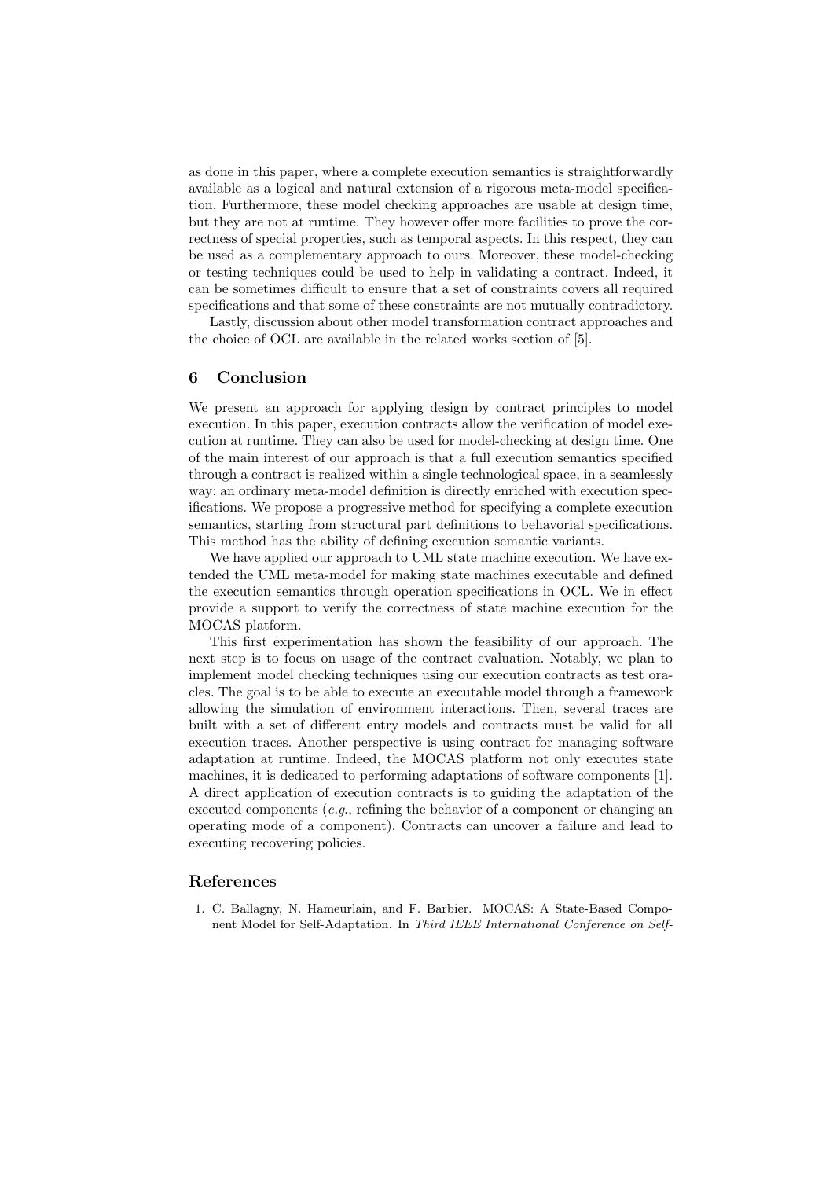as done in this paper, where a complete execution semantics is straightforwardly available as a logical and natural extension of a rigorous meta-model specification. Furthermore, these model checking approaches are usable at design time, but they are not at runtime. They however offer more facilities to prove the correctness of special properties, such as temporal aspects. In this respect, they can be used as a complementary approach to ours. Moreover, these model-checking or testing techniques could be used to help in validating a contract. Indeed, it can be sometimes difficult to ensure that a set of constraints covers all required specifications and that some of these constraints are not mutually contradictory.

Lastly, discussion about other model transformation contract approaches and the choice of OCL are available in the related works section of [5].

## 6 Conclusion

We present an approach for applying design by contract principles to model execution. In this paper, execution contracts allow the verification of model execution at runtime. They can also be used for model-checking at design time. One of the main interest of our approach is that a full execution semantics specified through a contract is realized within a single technological space, in a seamlessly way: an ordinary meta-model definition is directly enriched with execution specifications. We propose a progressive method for specifying a complete execution semantics, starting from structural part definitions to behavorial specifications. This method has the ability of defining execution semantic variants.

We have applied our approach to UML state machine execution. We have extended the UML meta-model for making state machines executable and defined the execution semantics through operation specifications in OCL. We in effect provide a support to verify the correctness of state machine execution for the MOCAS platform.

This first experimentation has shown the feasibility of our approach. The next step is to focus on usage of the contract evaluation. Notably, we plan to implement model checking techniques using our execution contracts as test oracles. The goal is to be able to execute an executable model through a framework allowing the simulation of environment interactions. Then, several traces are built with a set of different entry models and contracts must be valid for all execution traces. Another perspective is using contract for managing software adaptation at runtime. Indeed, the MOCAS platform not only executes state machines, it is dedicated to performing adaptations of software components [1]. A direct application of execution contracts is to guiding the adaptation of the executed components (*e.g.*, refining the behavior of a component or changing an operating mode of a component). Contracts can uncover a failure and lead to executing recovering policies.

## References

1. C. Ballagny, N. Hameurlain, and F. Barbier. MOCAS: A State-Based Component Model for Self-Adaptation. In *Third IEEE International Conference on Self-*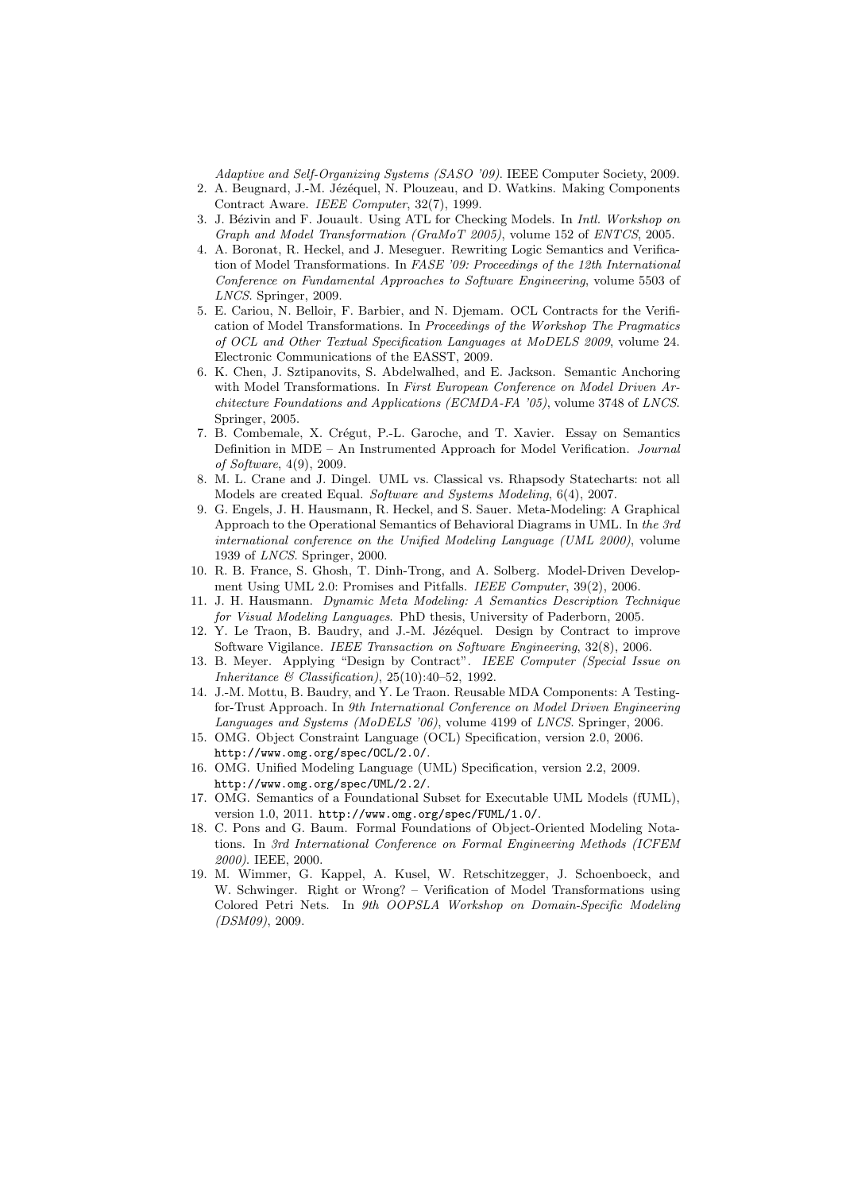*Adaptive and Self-Organizing Systems (SASO '09)*. IEEE Computer Society, 2009.

2. A. Beugnard, J.-M. Jézéquel, N. Plouzeau, and D. Watkins. Making Components Contract Aware. *IEEE Computer*, 32(7), 1999.
3. J. Bézivin and F. Jouault. Using ATL for Checking Models. In *Intl. Workshop on Graph and Model Transformation (GraMoT 2005)*, volume 152 of *ENTCS*, 2005.
4. A. Boronat, R. Heckel, and J. Meseguer. Rewriting Logic Semantics and Verification of Model Transformations. In *FASE '09: Proceedings of the 12th International Conference on Fundamental Approaches to Software Engineering*, volume 5503 of *LNCS*. Springer, 2009.
5. E. Cariou, N. Belloir, F. Barbier, and N. Djemam. OCL Contracts for the Verification of Model Transformations. In *Proceedings of the Workshop The Pragmatics of OCL and Other Textual Specification Languages at MoDELS 2009*, volume 24. Electronic Communications of the EASST, 2009.
6. K. Chen, J. Sztipanovits, S. Abdelwalhed, and E. Jackson. Semantic Anchoring with Model Transformations. In *First European Conference on Model Driven Architecture Foundations and Applications (ECMDA-FA '05)*, volume 3748 of *LNCS*. Springer, 2005.
7. B. Combemale, X. Crégut, P.-L. Garoche, and T. Xavier. Essay on Semantics Definition in MDE – An Instrumented Approach for Model Verification. *Journal of Software*, 4(9), 2009.
8. M. L. Crane and J. Dingel. UML vs. Classical vs. Rhapsody Statecharts: not all Models are created Equal. *Software and Systems Modeling*, 6(4), 2007.
9. G. Engels, J. H. Hausmann, R. Heckel, and S. Sauer. Meta-Modeling: A Graphical Approach to the Operational Semantics of Behavioral Diagrams in UML. In *the 3rd international conference on the Unified Modeling Language (UML 2000)*, volume 1939 of *LNCS*. Springer, 2000.
10. R. B. France, S. Ghosh, T. Dinh-Trong, and A. Solberg. Model-Driven Development Using UML 2.0: Promises and Pitfalls. *IEEE Computer*, 39(2), 2006.
11. J. H. Hausmann. *Dynamic Meta Modeling: A Semantics Description Technique for Visual Modeling Languages*. PhD thesis, University of Paderborn, 2005.
12. Y. Le Traon, B. Baudry, and J.-M. Jézéquel. Design by Contract to improve Software Vigilance. *IEEE Transaction on Software Engineering*, 32(8), 2006.
13. B. Meyer. Applying "Design by Contract". *IEEE Computer (Special Issue on Inheritance & Classification)*, 25(10):40–52, 1992.
14. J.-M. Mottu, B. Baudry, and Y. Le Traon. Reusable MDA Components: A Testing-for-Trust Approach. In *9th International Conference on Model Driven Engineering Languages and Systems (MoDELS '06)*, volume 4199 of *LNCS*. Springer, 2006.
15. OMG. Object Constraint Language (OCL) Specification, version 2.0, 2006. http://www.omg.org/spec/OCL/2.0/.
16. OMG. Unified Modeling Language (UML) Specification, version 2.2, 2009. http://www.omg.org/spec/UML/2.2/.
17. OMG. Semantics of a Foundational Subset for Executable UML Models (fUML), version 1.0, 2011. http://www.omg.org/spec/FUML/1.0/.
18. C. Pons and G. Baum. Formal Foundations of Object-Oriented Modeling Notations. In *3rd International Conference on Formal Engineering Methods (ICFEM 2000)*. IEEE, 2000.
19. M. Wimmer, G. Kappel, A. Kusel, W. Retschitzegger, J. Schoenboeck, and W. Schwinger. Right or Wrong? – Verification of Model Transformations using Colored Petri Nets. In *9th OOPSLA Workshop on Domain-Specific Modeling (DSM09)*, 2009.